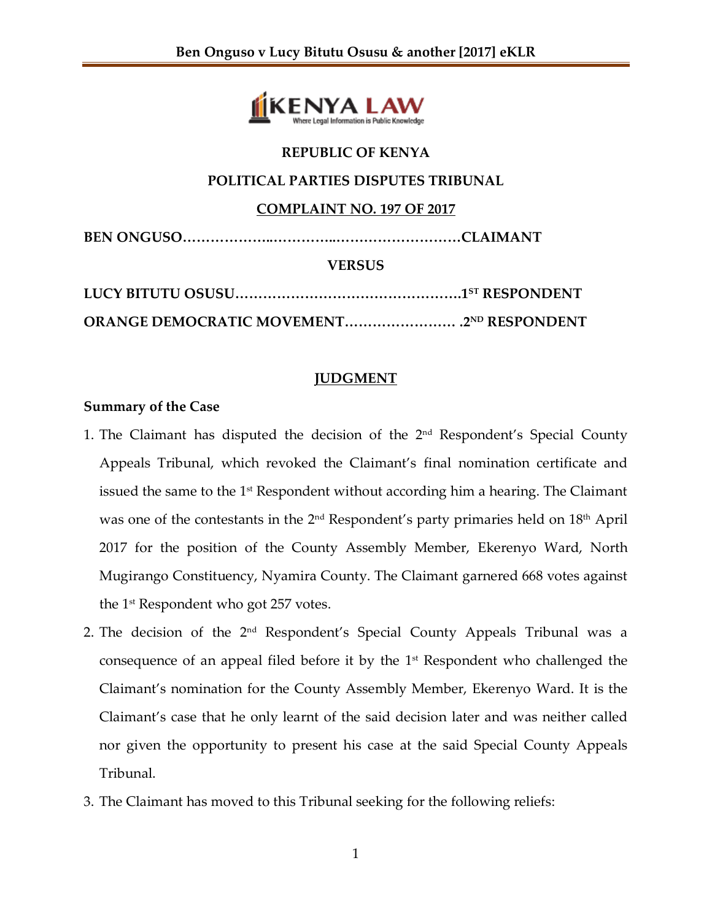**REPUBLIC OF KENYA**

**POLITICAL PARTIES DISPUTES TRIBUNAL**

**COMPLAINT NO. 197 OF 2017**

**BEN ONGUSO……………….………..………………………CLAIMANT**

**VERSUS**

**LUCY BITUTU OSUSU………………………………………….1ST RESPONDENT**

**ORANGE DEMOCRATIC MOVEMENT…………………… .2ND RESPONDENT**

**JUDGMENT**

**Summary of the Case**

1. The Claimant has disputed the decision of the 2nd Respondent's Special County Appeals Tribunal, which revoked the Claimant's final nomination certificate and issued the same to the 1st Respondent without according him a hearing. The Claimant was one of the contestants in the 2nd Respondent's party primaries held on 18th April 2017 for the position of the County Assembly Member, Ekerenyo Ward, North Mugirango Constituency, Nyamira County. The Claimant garnered 668 votes against the 1st Respondent who got 257 votes.
2. The decision of the 2nd Respondent's Special County Appeals Tribunal was a consequence of an appeal filed before it by the 1st Respondent who challenged the Claimant's nomination for the County Assembly Member, Ekerenyo Ward. It is the Claimant's case that he only learnt of the said decision later and was neither called nor given the opportunity to present his case at the said Special County Appeals Tribunal.
3. The Claimant has moved to this Tribunal seeking for the following reliefs: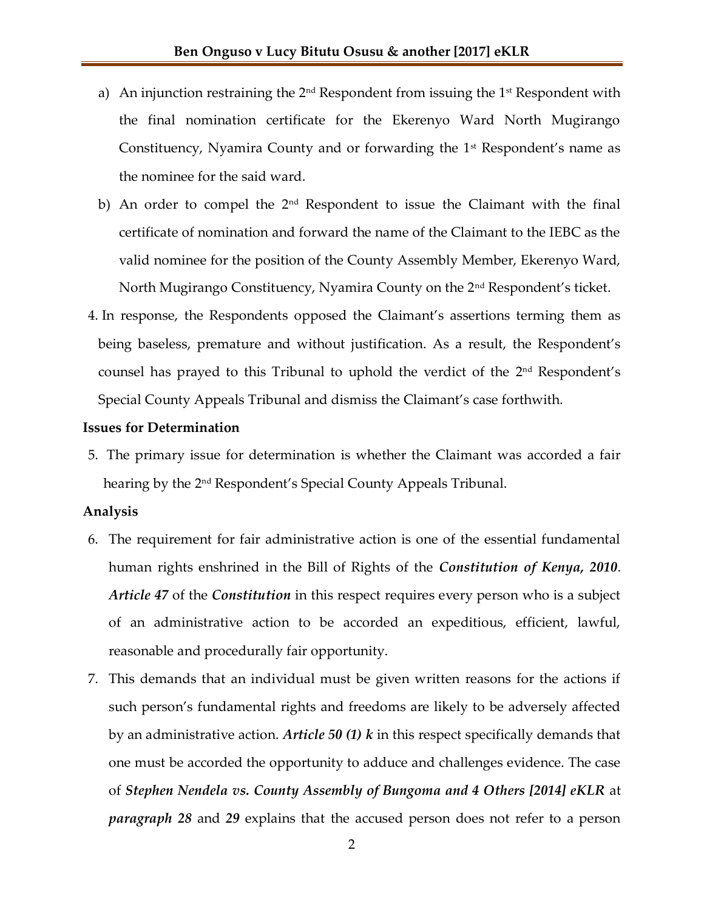a) An injunction restraining the 2nd Respondent from issuing the 1st Respondent with the final nomination certificate for the Ekerenyo Ward North Mugirango Constituency, Nyamira County and or forwarding the 1st Respondent's name as the nominee for the said ward.

b) An order to compel the 2nd Respondent to issue the Claimant with the final certificate of nomination and forward the name of the Claimant to the IEBC as the valid nominee for the position of the County Assembly Member, Ekerenyo Ward, North Mugirango Constituency, Nyamira County on the 2nd Respondent's ticket.

4. In response, the Respondents opposed the Claimant's assertions terming them as being baseless, premature and without justification. As a result, the Respondent's counsel has prayed to this Tribunal to uphold the verdict of the 2nd Respondent's Special County Appeals Tribunal and dismiss the Claimant's case forthwith.

**Issues for Determination**

5. The primary issue for determination is whether the Claimant was accorded a fair hearing by the 2nd Respondent's Special County Appeals Tribunal.

**Analysis**

6. The requirement for fair administrative action is one of the essential fundamental human rights enshrined in the Bill of Rights of the ***Constitution of Kenya, 2010***. ***Article 47*** of the ***Constitution*** in this respect requires every person who is a subject of an administrative action to be accorded an expeditious, efficient, lawful, reasonable and procedurally fair opportunity.

7. This demands that an individual must be given written reasons for the actions if such person's fundamental rights and freedoms are likely to be adversely affected by an administrative action. ***Article 50 (1) k*** in this respect specifically demands that one must be accorded the opportunity to adduce and challenges evidence. The case of ***Stephen Nendela vs. County Assembly of Bungoma and 4 Others [2014] eKLR*** at ***paragraph 28*** and ***29*** explains that the accused person does not refer to a person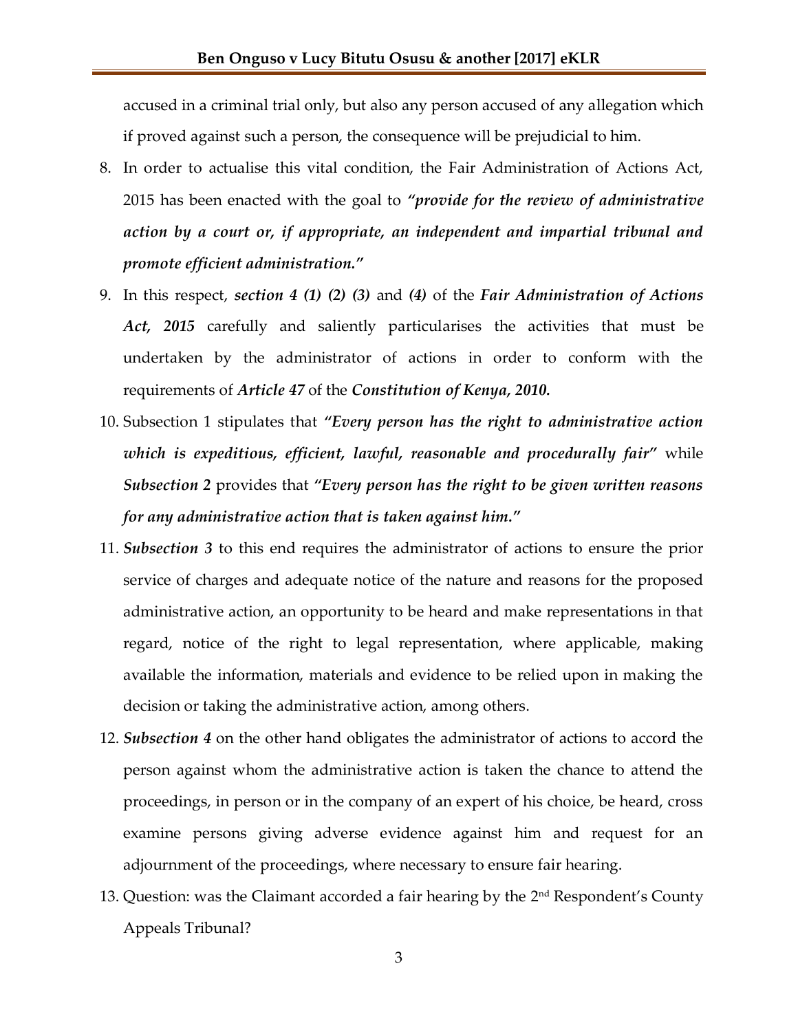accused in a criminal trial only, but also any person accused of any allegation which if proved against such a person, the consequence will be prejudicial to him.

8. In order to actualise this vital condition, the Fair Administration of Actions Act, 2015 has been enacted with the goal to ***"provide for the review of administrative action by a court or, if appropriate, an independent and impartial tribunal and promote efficient administration."***

9. In this respect, ***section 4 (1) (2) (3)*** and ***(4)*** of the ***Fair Administration of Actions Act, 2015*** carefully and saliently particularises the activities that must be undertaken by the administrator of actions in order to conform with the requirements of ***Article 47*** of the ***Constitution of Kenya, 2010.***

10. Subsection 1 stipulates that ***"Every person has the right to administrative action which is expeditious, efficient, lawful, reasonable and procedurally fair"*** while ***Subsection 2*** provides that ***"Every person has the right to be given written reasons for any administrative action that is taken against him."***

11. ***Subsection 3*** to this end requires the administrator of actions to ensure the prior service of charges and adequate notice of the nature and reasons for the proposed administrative action, an opportunity to be heard and make representations in that regard, notice of the right to legal representation, where applicable, making available the information, materials and evidence to be relied upon in making the decision or taking the administrative action, among others.

12. ***Subsection 4*** on the other hand obligates the administrator of actions to accord the person against whom the administrative action is taken the chance to attend the proceedings, in person or in the company of an expert of his choice, be heard, cross examine persons giving adverse evidence against him and request for an adjournment of the proceedings, where necessary to ensure fair hearing.

13. Question: was the Claimant accorded a fair hearing by the 2nd Respondent's County Appeals Tribunal?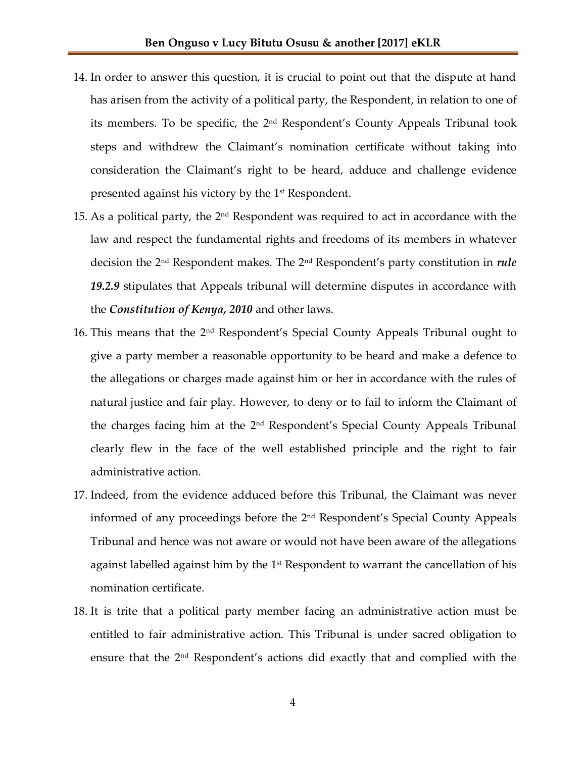14. In order to answer this question, it is crucial to point out that the dispute at hand has arisen from the activity of a political party, the Respondent, in relation to one of its members. To be specific, the 2nd Respondent's County Appeals Tribunal took steps and withdrew the Claimant's nomination certificate without taking into consideration the Claimant's right to be heard, adduce and challenge evidence presented against his victory by the 1st Respondent.
15. As a political party, the 2nd Respondent was required to act in accordance with the law and respect the fundamental rights and freedoms of its members in whatever decision the 2nd Respondent makes. The 2nd Respondent's party constitution in ***rule 19.2.9*** stipulates that Appeals tribunal will determine disputes in accordance with the ***Constitution of Kenya, 2010*** and other laws.
16. This means that the 2nd Respondent's Special County Appeals Tribunal ought to give a party member a reasonable opportunity to be heard and make a defence to the allegations or charges made against him or her in accordance with the rules of natural justice and fair play. However, to deny or to fail to inform the Claimant of the charges facing him at the 2nd Respondent's Special County Appeals Tribunal clearly flew in the face of the well established principle and the right to fair administrative action.
17. Indeed, from the evidence adduced before this Tribunal, the Claimant was never informed of any proceedings before the 2nd Respondent's Special County Appeals Tribunal and hence was not aware or would not have been aware of the allegations against labelled against him by the 1st Respondent to warrant the cancellation of his nomination certificate.
18. It is trite that a political party member facing an administrative action must be entitled to fair administrative action. This Tribunal is under sacred obligation to ensure that the 2nd Respondent's actions did exactly that and complied with the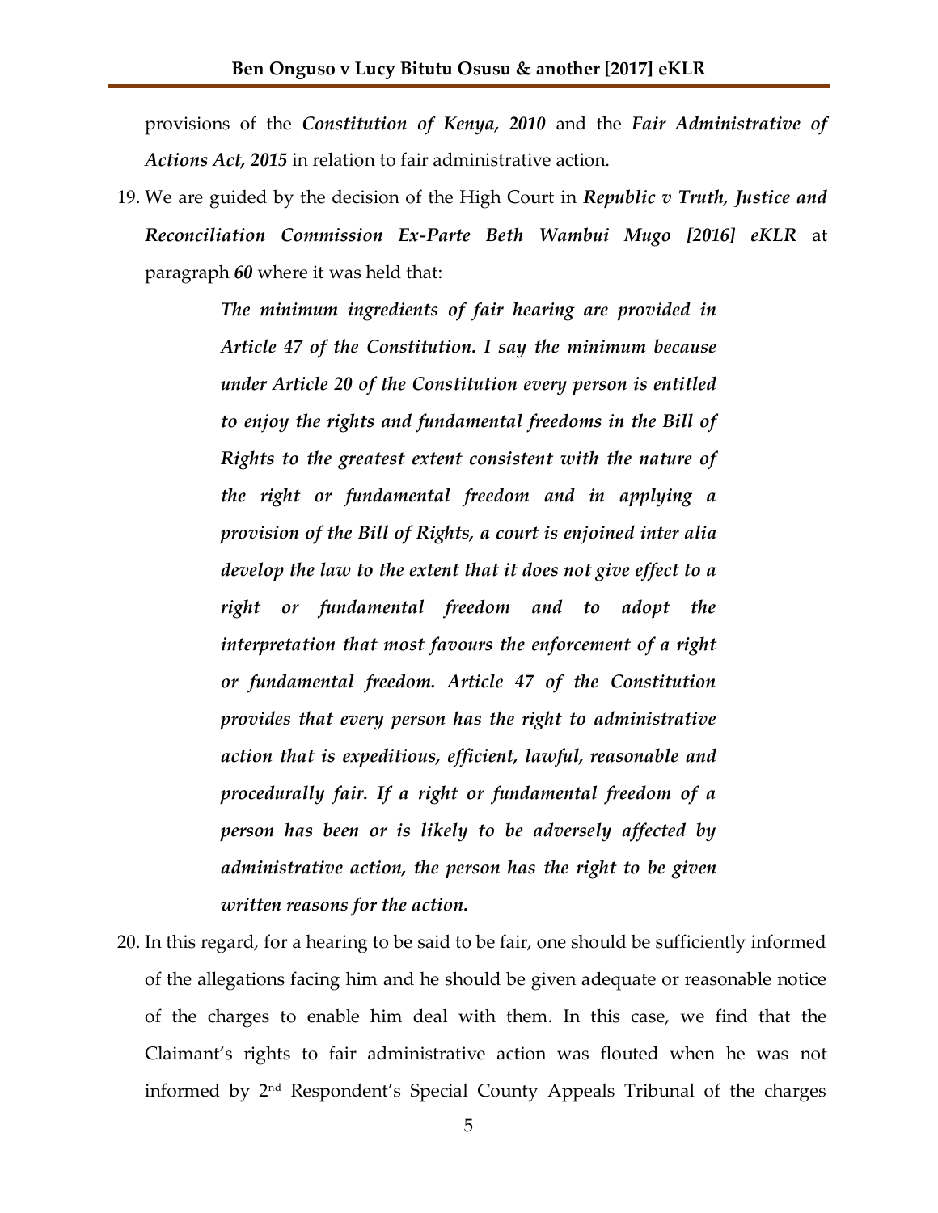provisions of the ***Constitution of Kenya, 2010*** and the ***Fair Administrative of Actions Act, 2015*** in relation to fair administrative action.

19. We are guided by the decision of the High Court in ***Republic v Truth, Justice and Reconciliation Commission Ex-Parte Beth Wambui Mugo [2016] eKLR*** at paragraph ***60*** where it was held that:

> ***The minimum ingredients of fair hearing are provided in Article 47 of the Constitution. I say the minimum because under Article 20 of the Constitution every person is entitled to enjoy the rights and fundamental freedoms in the Bill of Rights to the greatest extent consistent with the nature of the right or fundamental freedom and in applying a provision of the Bill of Rights, a court is enjoined inter alia develop the law to the extent that it does not give effect to a right or fundamental freedom and to adopt the interpretation that most favours the enforcement of a right or fundamental freedom. Article 47 of the Constitution provides that every person has the right to administrative action that is expeditious, efficient, lawful, reasonable and procedurally fair. If a right or fundamental freedom of a person has been or is likely to be adversely affected by administrative action, the person has the right to be given written reasons for the action.***

20. In this regard, for a hearing to be said to be fair, one should be sufficiently informed of the allegations facing him and he should be given adequate or reasonable notice of the charges to enable him deal with them. In this case, we find that the Claimant's rights to fair administrative action was flouted when he was not informed by 2nd Respondent's Special County Appeals Tribunal of the charges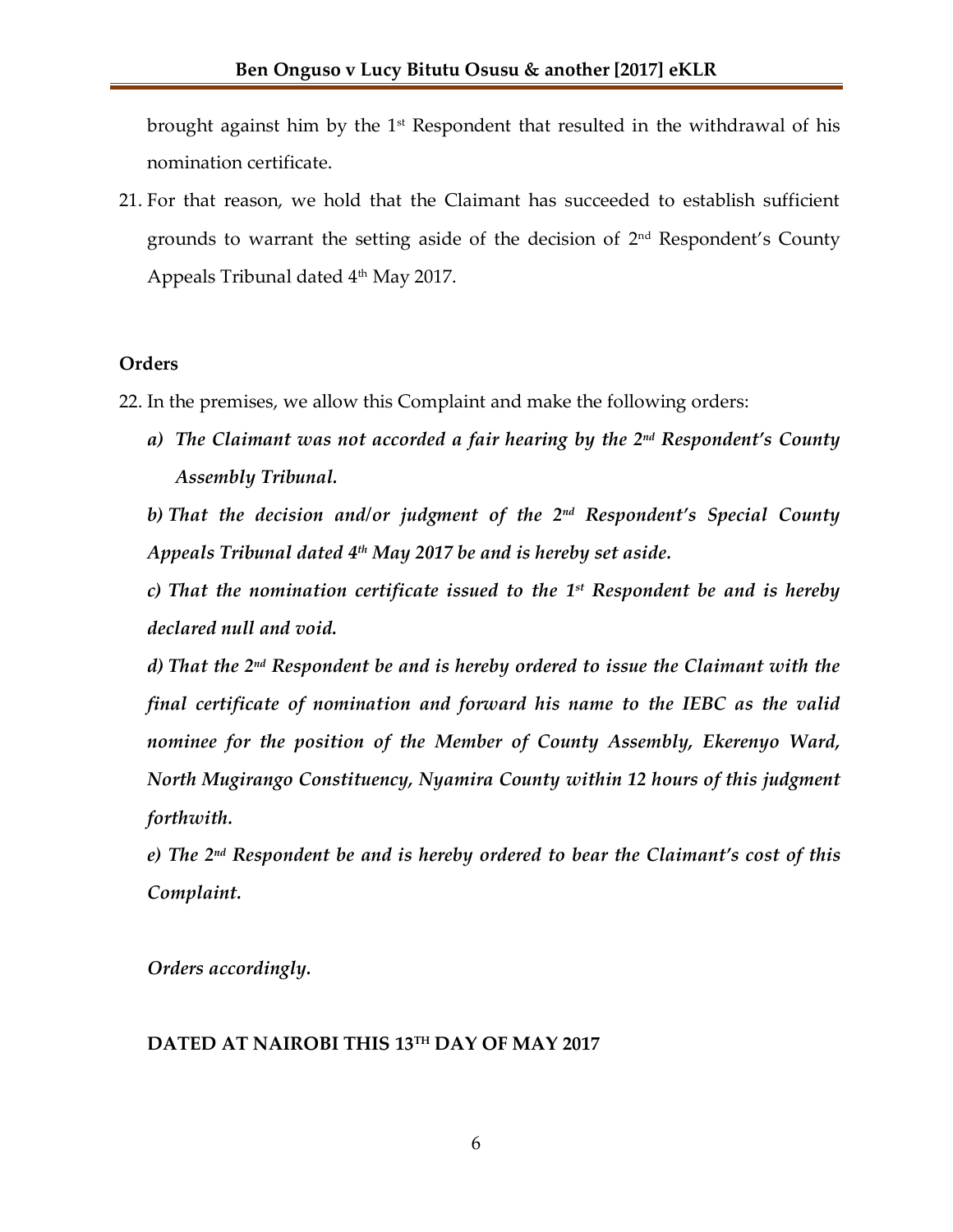brought against him by the 1st Respondent that resulted in the withdrawal of his nomination certificate.

21. For that reason, we hold that the Claimant has succeeded to establish sufficient grounds to warrant the setting aside of the decision of 2nd Respondent's County Appeals Tribunal dated 4th May 2017.

## Orders

22. In the premises, we allow this Complaint and make the following orders:

   *a) The Claimant was not accorded a fair hearing by the 2nd Respondent's County Assembly Tribunal.*

   *b) That the decision and/or judgment of the 2nd Respondent's Special County Appeals Tribunal dated 4th May 2017 be and is hereby set aside.*

   *c) That the nomination certificate issued to the 1st Respondent be and is hereby declared null and void.*

   *d) That the 2nd Respondent be and is hereby ordered to issue the Claimant with the final certificate of nomination and forward his name to the IEBC as the valid nominee for the position of the Member of County Assembly, Ekerenyo Ward, North Mugirango Constituency, Nyamira County within 12 hours of this judgment forthwith.*

   *e) The 2nd Respondent be and is hereby ordered to bear the Claimant's cost of this Complaint.*

   *Orders accordingly.*

**DATED AT NAIROBI THIS 13TH DAY OF MAY 2017**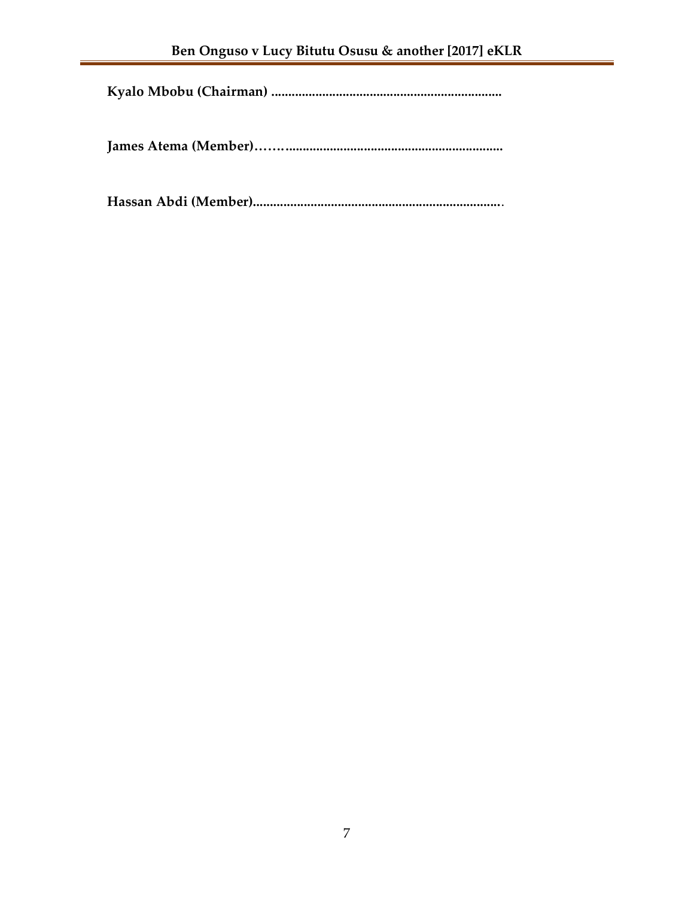**Kyalo Mbobu (Chairman) ....................................................................**

**James Atema (Member)…….................................................................**

**Hassan Abdi (Member)..........................................................................**.